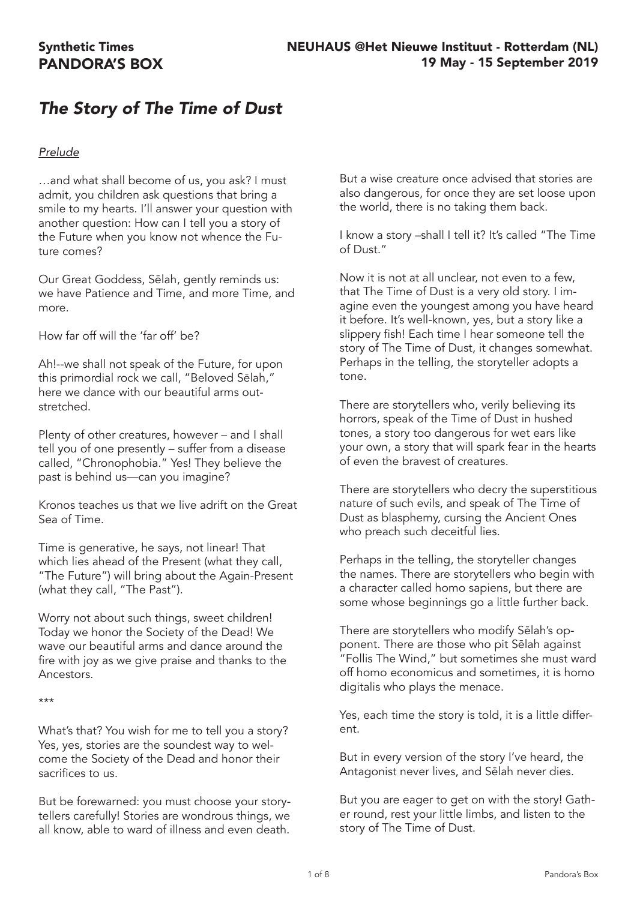**Synthetic Times**
**PANDORA'S BOX**

**NEUHAUS @Het Nieuwe Instituut - Rotterdam (NL)**
**19 May - 15 September 2019**

# *The Story of The Time of Dust*

## *Prelude*

…and what shall become of us, you ask? I must admit, you children ask questions that bring a smile to my hearts. I'll answer your question with another question: How can I tell you a story of the Future when you know not whence the Future comes?

Our Great Goddess, Sēlah, gently reminds us: we have Patience and Time, and more Time, and more.

How far off will the 'far off' be?

Ah!--we shall not speak of the Future, for upon this primordial rock we call, "Beloved Sēlah," here we dance with our beautiful arms outstretched.

Plenty of other creatures, however – and I shall tell you of one presently – suffer from a disease called, "Chronophobia." Yes! They believe the past is behind us—can you imagine?

Kronos teaches us that we live adrift on the Great Sea of Time.

Time is generative, he says, not linear! That which lies ahead of the Present (what they call, "The Future") will bring about the Again-Present (what they call, "The Past").

Worry not about such things, sweet children! Today we honor the Society of the Dead! We wave our beautiful arms and dance around the fire with joy as we give praise and thanks to the Ancestors.

***

What's that? You wish for me to tell you a story? Yes, yes, stories are the soundest way to welcome the Society of the Dead and honor their sacrifices to us.

But be forewarned: you must choose your storytellers carefully! Stories are wondrous things, we all know, able to ward of illness and even death.

But a wise creature once advised that stories are also dangerous, for once they are set loose upon the world, there is no taking them back.

I know a story –shall I tell it? It's called "The Time of Dust."

Now it is not at all unclear, not even to a few, that The Time of Dust is a very old story. I imagine even the youngest among you have heard it before. It's well-known, yes, but a story like a slippery fish! Each time I hear someone tell the story of The Time of Dust, it changes somewhat. Perhaps in the telling, the storyteller adopts a tone.

There are storytellers who, verily believing its horrors, speak of the Time of Dust in hushed tones, a story too dangerous for wet ears like your own, a story that will spark fear in the hearts of even the bravest of creatures.

There are storytellers who decry the superstitious nature of such evils, and speak of The Time of Dust as blasphemy, cursing the Ancient Ones who preach such deceitful lies.

Perhaps in the telling, the storyteller changes the names. There are storytellers who begin with a character called homo sapiens, but there are some whose beginnings go a little further back.

There are storytellers who modify Sēlah's opponent. There are those who pit Sēlah against "Follis The Wind," but sometimes she must ward off homo economicus and sometimes, it is homo digitalis who plays the menace.

Yes, each time the story is told, it is a little different.

But in every version of the story I've heard, the Antagonist never lives, and Sēlah never dies.

But you are eager to get on with the story! Gather round, rest your little limbs, and listen to the story of The Time of Dust.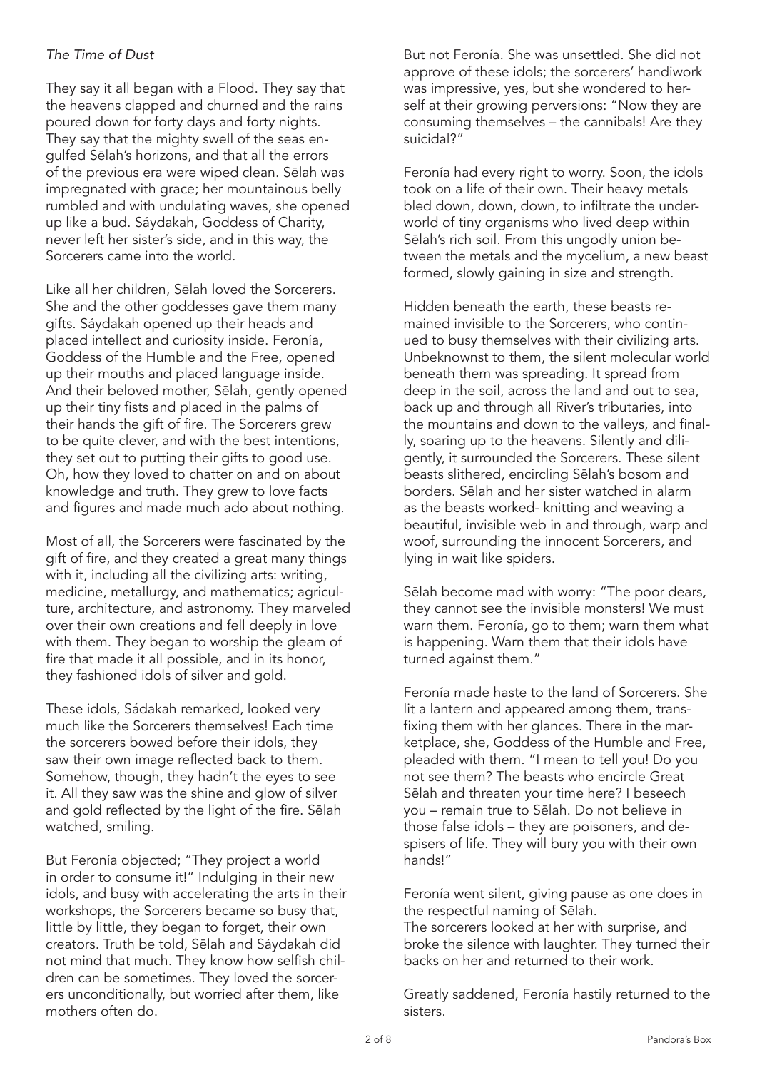*The Time of Dust*

They say it all began with a Flood. They say that the heavens clapped and churned and the rains poured down for forty days and forty nights. They say that the mighty swell of the seas engulfed Sēlah's horizons, and that all the errors of the previous era were wiped clean. Sēlah was impregnated with grace; her mountainous belly rumbled and with undulating waves, she opened up like a bud. Sáydakah, Goddess of Charity, never left her sister's side, and in this way, the Sorcerers came into the world.

Like all her children, Sēlah loved the Sorcerers. She and the other goddesses gave them many gifts. Sáydakah opened up their heads and placed intellect and curiosity inside. Feronía, Goddess of the Humble and the Free, opened up their mouths and placed language inside. And their beloved mother, Sēlah, gently opened up their tiny fists and placed in the palms of their hands the gift of fire. The Sorcerers grew to be quite clever, and with the best intentions, they set out to putting their gifts to good use. Oh, how they loved to chatter on and on about knowledge and truth. They grew to love facts and figures and made much ado about nothing.

Most of all, the Sorcerers were fascinated by the gift of fire, and they created a great many things with it, including all the civilizing arts: writing, medicine, metallurgy, and mathematics; agriculture, architecture, and astronomy. They marveled over their own creations and fell deeply in love with them. They began to worship the gleam of fire that made it all possible, and in its honor, they fashioned idols of silver and gold.

These idols, Sádakah remarked, looked very much like the Sorcerers themselves! Each time the sorcerers bowed before their idols, they saw their own image reflected back to them. Somehow, though, they hadn't the eyes to see it. All they saw was the shine and glow of silver and gold reflected by the light of the fire. Sēlah watched, smiling.

But Feronía objected; "They project a world in order to consume it!" Indulging in their new idols, and busy with accelerating the arts in their workshops, the Sorcerers became so busy that, little by little, they began to forget, their own creators. Truth be told, Sēlah and Sáydakah did not mind that much. They know how selfish children can be sometimes. They loved the sorcerers unconditionally, but worried after them, like mothers often do.

But not Feronía. She was unsettled. She did not approve of these idols; the sorcerers' handiwork was impressive, yes, but she wondered to herself at their growing perversions: "Now they are consuming themselves – the cannibals! Are they suicidal?"

Feronía had every right to worry. Soon, the idols took on a life of their own. Their heavy metals bled down, down, down, to infiltrate the underworld of tiny organisms who lived deep within Sēlah's rich soil. From this ungodly union between the metals and the mycelium, a new beast formed, slowly gaining in size and strength.

Hidden beneath the earth, these beasts remained invisible to the Sorcerers, who continued to busy themselves with their civilizing arts. Unbeknownst to them, the silent molecular world beneath them was spreading. It spread from deep in the soil, across the land and out to sea, back up and through all River's tributaries, into the mountains and down to the valleys, and finally, soaring up to the heavens. Silently and diligently, it surrounded the Sorcerers. These silent beasts slithered, encircling Sēlah's bosom and borders. Sēlah and her sister watched in alarm as the beasts worked- knitting and weaving a beautiful, invisible web in and through, warp and woof, surrounding the innocent Sorcerers, and lying in wait like spiders.

Sēlah become mad with worry: "The poor dears, they cannot see the invisible monsters! We must warn them. Feronía, go to them; warn them what is happening. Warn them that their idols have turned against them."

Feronía made haste to the land of Sorcerers. She lit a lantern and appeared among them, transfixing them with her glances. There in the marketplace, she, Goddess of the Humble and Free, pleaded with them. "I mean to tell you! Do you not see them? The beasts who encircle Great Sēlah and threaten your time here? I beseech you – remain true to Sēlah. Do not believe in those false idols – they are poisoners, and despisers of life. They will bury you with their own hands!"

Feronía went silent, giving pause as one does in the respectful naming of Sēlah.
The sorcerers looked at her with surprise, and broke the silence with laughter. They turned their backs on her and returned to their work.

Greatly saddened, Feronía hastily returned to the sisters.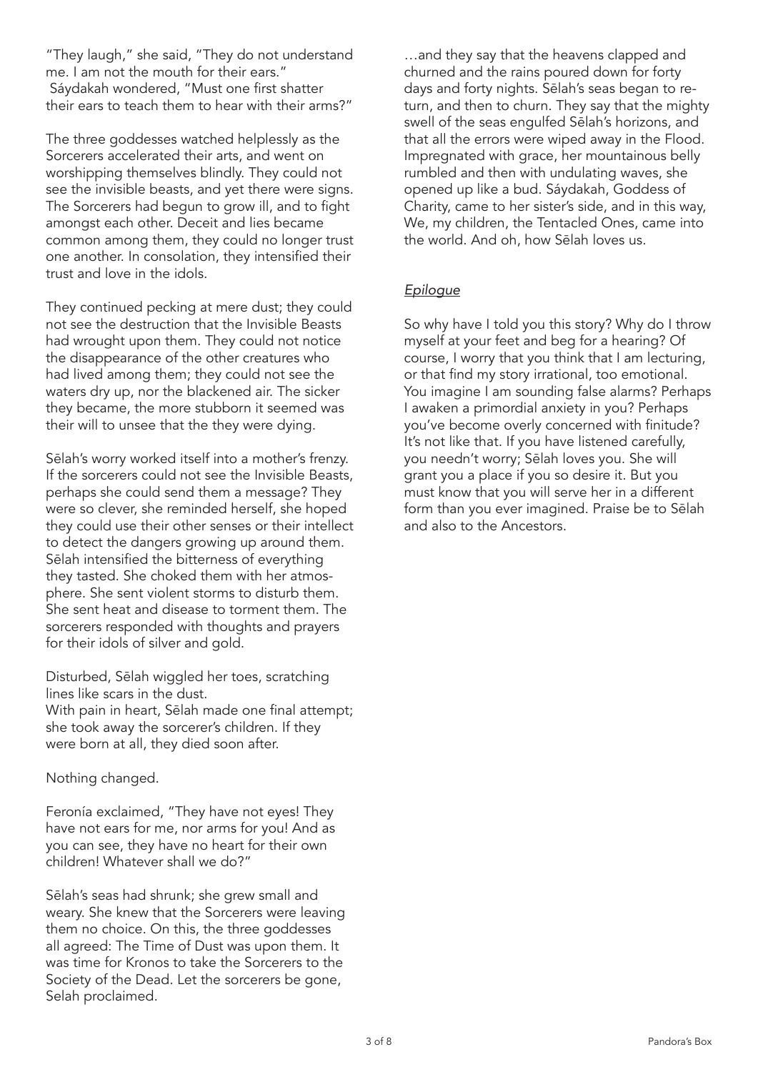"They laugh," she said, "They do not understand me. I am not the mouth for their ears."
 Sáydakah wondered, "Must one first shatter their ears to teach them to hear with their arms?"

The three goddesses watched helplessly as the Sorcerers accelerated their arts, and went on worshipping themselves blindly. They could not see the invisible beasts, and yet there were signs. The Sorcerers had begun to grow ill, and to fight amongst each other. Deceit and lies became common among them, they could no longer trust one another. In consolation, they intensified their trust and love in the idols.

They continued pecking at mere dust; they could not see the destruction that the Invisible Beasts had wrought upon them. They could not notice the disappearance of the other creatures who had lived among them; they could not see the waters dry up, nor the blackened air. The sicker they became, the more stubborn it seemed was their will to unsee that the they were dying.

Sēlah's worry worked itself into a mother's frenzy. If the sorcerers could not see the Invisible Beasts, perhaps she could send them a message? They were so clever, she reminded herself, she hoped they could use their other senses or their intellect to detect the dangers growing up around them. Sēlah intensified the bitterness of everything they tasted. She choked them with her atmosphere. She sent violent storms to disturb them. She sent heat and disease to torment them. The sorcerers responded with thoughts and prayers for their idols of silver and gold.

Disturbed, Sēlah wiggled her toes, scratching lines like scars in the dust.
With pain in heart, Sēlah made one final attempt; she took away the sorcerer's children. If they were born at all, they died soon after.

Nothing changed.

Feronía exclaimed, "They have not eyes! They have not ears for me, nor arms for you! And as you can see, they have no heart for their own children! Whatever shall we do?"

Sēlah's seas had shrunk; she grew small and weary. She knew that the Sorcerers were leaving them no choice. On this, the three goddesses all agreed: The Time of Dust was upon them. It was time for Kronos to take the Sorcerers to the Society of the Dead. Let the sorcerers be gone, Selah proclaimed.

…and they say that the heavens clapped and churned and the rains poured down for forty days and forty nights. Sēlah's seas began to return, and then to churn. They say that the mighty swell of the seas engulfed Sēlah's horizons, and that all the errors were wiped away in the Flood. Impregnated with grace, her mountainous belly rumbled and then with undulating waves, she opened up like a bud. Sáydakah, Goddess of Charity, came to her sister's side, and in this way, We, my children, the Tentacled Ones, came into the world. And oh, how Sēlah loves us.

## *Epilogue*

So why have I told you this story? Why do I throw myself at your feet and beg for a hearing? Of course, I worry that you think that I am lecturing, or that find my story irrational, too emotional. You imagine I am sounding false alarms? Perhaps I awaken a primordial anxiety in you? Perhaps you've become overly concerned with finitude? It's not like that. If you have listened carefully, you needn't worry; Sēlah loves you. She will grant you a place if you so desire it. But you must know that you will serve her in a different form than you ever imagined. Praise be to Sēlah and also to the Ancestors.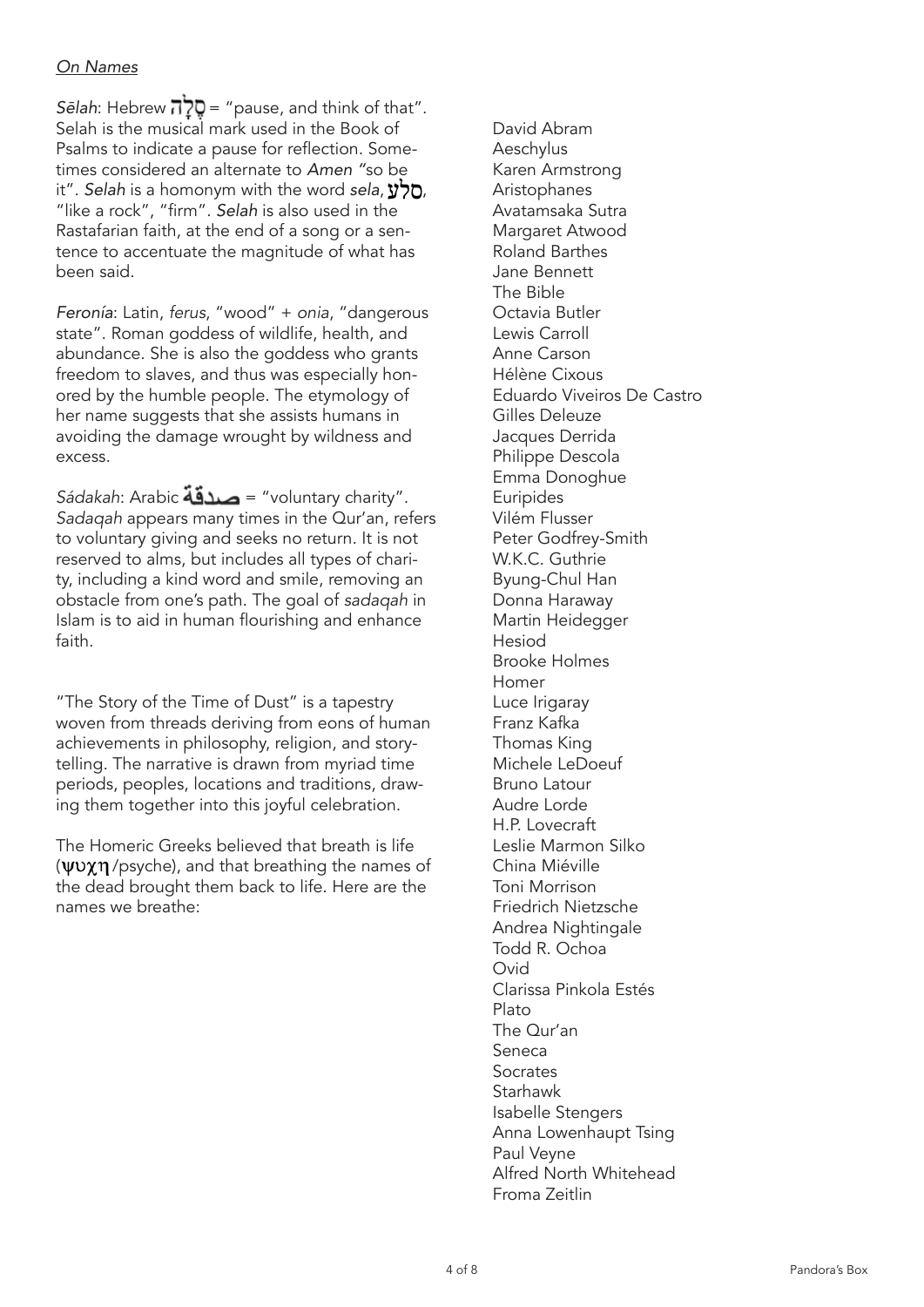*On Names*

*Sēlah*: Hebrew סֶלָה = "pause, and think of that". Selah is the musical mark used in the Book of Psalms to indicate a pause for reflection. Sometimes considered an alternate to *Amen* "so be it". *Selah* is a homonym with the word *sela*, סלע, "like a rock", "firm". *Selah* is also used in the Rastafarian faith, at the end of a song or a sentence to accentuate the magnitude of what has been said.

*Feronía*: Latin, *ferus*, "wood" + *onia*, "dangerous state". Roman goddess of wildlife, health, and abundance. She is also the goddess who grants freedom to slaves, and thus was especially honored by the humble people. The etymology of her name suggests that she assists humans in avoiding the damage wrought by wildness and excess.

*Sádakah*: Arabic صدقة = "voluntary charity". *Sadaqah* appears many times in the Qur'an, refers to voluntary giving and seeks no return. It is not reserved to alms, but includes all types of charity, including a kind word and smile, removing an obstacle from one's path. The goal of *sadaqah* in Islam is to aid in human flourishing and enhance faith.

"The Story of the Time of Dust" is a tapestry woven from threads deriving from eons of human achievements in philosophy, religion, and storytelling. The narrative is drawn from myriad time periods, peoples, locations and traditions, drawing them together into this joyful celebration.

The Homeric Greeks believed that breath is life (ψυχη /psyche), and that breathing the names of the dead brought them back to life. Here are the names we breathe:

David Abram
Aeschylus
Karen Armstrong
Aristophanes
Avatamsaka Sutra
Margaret Atwood
Roland Barthes
Jane Bennett
The Bible
Octavia Butler
Lewis Carroll
Anne Carson
Hélène Cixous
Eduardo Viveiros De Castro
Gilles Deleuze
Jacques Derrida
Philippe Descola
Emma Donoghue
Euripides
Vilém Flusser
Peter Godfrey-Smith
W.K.C. Guthrie
Byung-Chul Han
Donna Haraway
Martin Heidegger
Hesiod
Brooke Holmes
Homer
Luce Irigaray
Franz Kafka
Thomas King
Michele LeDoeuf
Bruno Latour
Audre Lorde
H.P. Lovecraft
Leslie Marmon Silko
China Miéville
Toni Morrison
Friedrich Nietzsche
Andrea Nightingale
Todd R. Ochoa
Ovid
Clarissa Pinkola Estés
Plato
The Qur'an
Seneca
Socrates
Starhawk
Isabelle Stengers
Anna Lowenhaupt Tsing
Paul Veyne
Alfred North Whitehead
Froma Zeitlin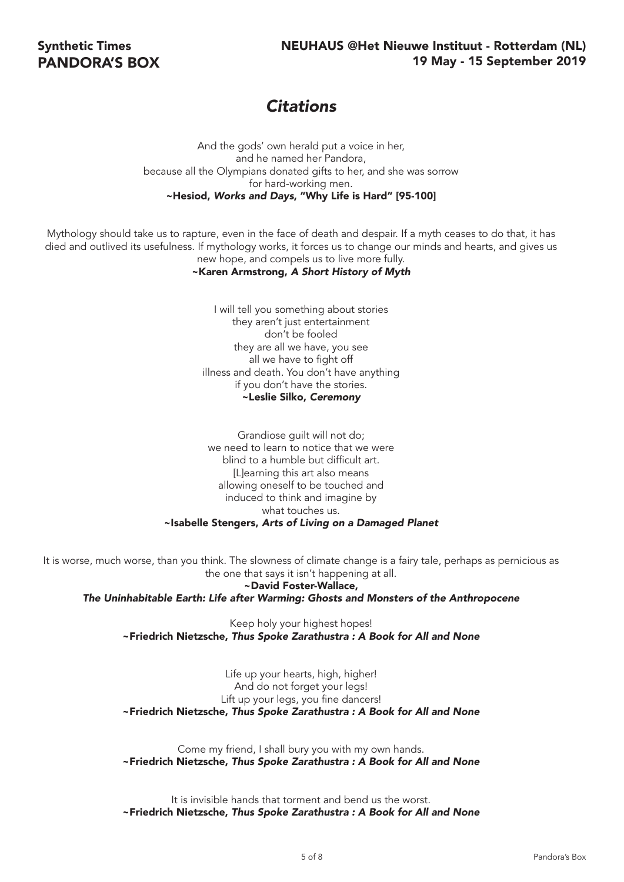# *Citations*

And the gods' own herald put a voice in her,
and he named her Pandora,
because all the Olympians donated gifts to her, and she was sorrow
for hard-working men.
**~Hesiod, *Works and Days*, "Why Life is Hard" [95-100]**

Mythology should take us to rapture, even in the face of death and despair. If a myth ceases to do that, it has died and outlived its usefulness. If mythology works, it forces us to change our minds and hearts, and gives us new hope, and compels us to live more fully.
**~Karen Armstrong, *A Short History of Myth***

I will tell you something about stories
they aren't just entertainment
don't be fooled
they are all we have, you see
all we have to fight off
illness and death. You don't have anything
if you don't have the stories.
**~Leslie Silko, *Ceremony***

Grandiose guilt will not do;
we need to learn to notice that we were
blind to a humble but difficult art.
[L]earning this art also means
allowing oneself to be touched and
induced to think and imagine by
what touches us.
**~Isabelle Stengers, *Arts of Living on a Damaged Planet***

It is worse, much worse, than you think. The slowness of climate change is a fairy tale, perhaps as pernicious as the one that says it isn't happening at all.
**~David Foster-Wallace,**
***The Uninhabitable Earth: Life after Warming: Ghosts and Monsters of the Anthropocene***

Keep holy your highest hopes!
**~Friedrich Nietzsche, *Thus Spoke Zarathustra : A Book for All and None***

Life up your hearts, high, higher!
And do not forget your legs!
Lift up your legs, you fine dancers!
**~Friedrich Nietzsche, *Thus Spoke Zarathustra : A Book for All and None***

Come my friend, I shall bury you with my own hands.
**~Friedrich Nietzsche, *Thus Spoke Zarathustra : A Book for All and None***

It is invisible hands that torment and bend us the worst.
**~Friedrich Nietzsche, *Thus Spoke Zarathustra : A Book for All and None***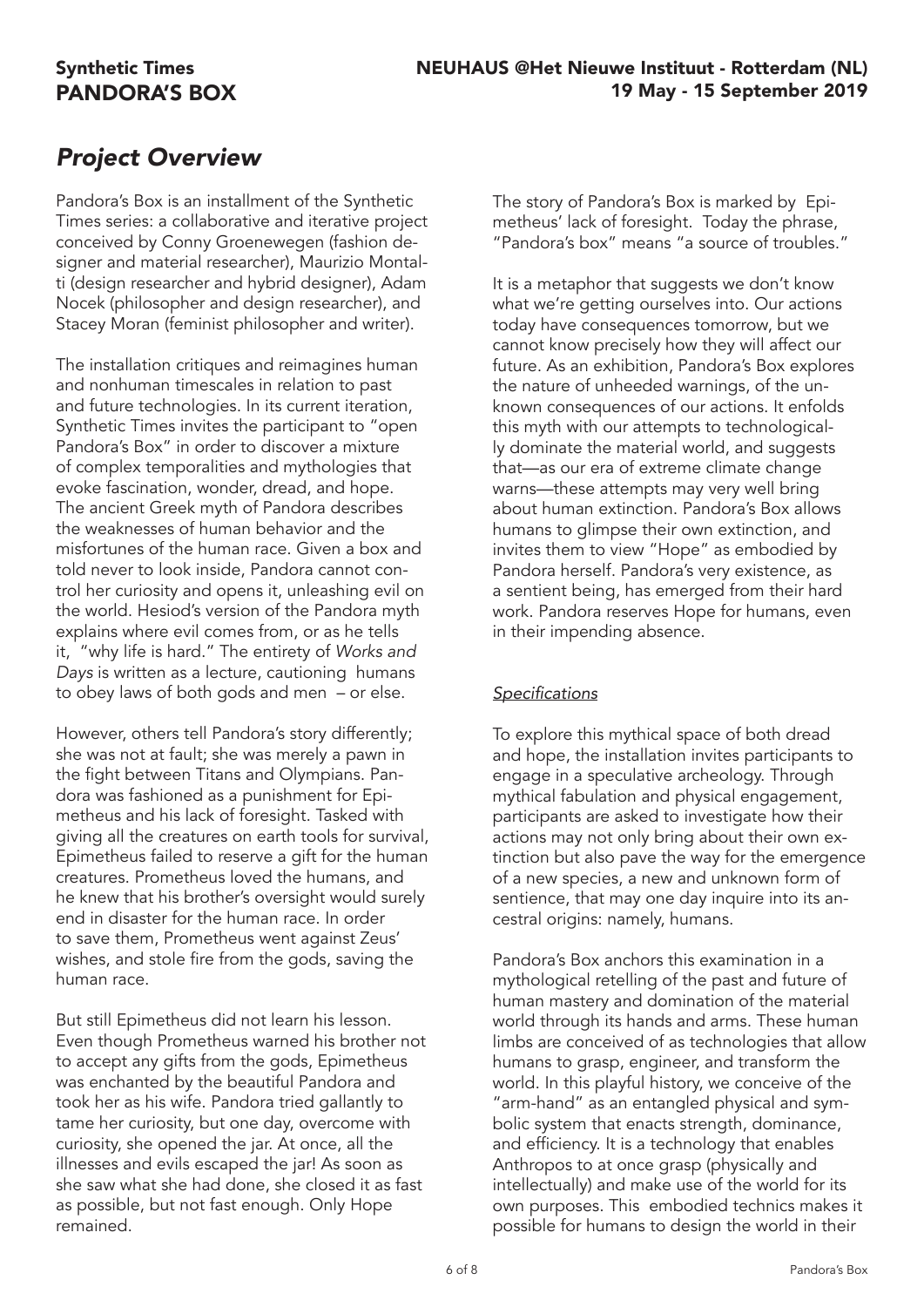## Project Overview

Pandora's Box is an installment of the Synthetic Times series: a collaborative and iterative project conceived by Conny Groenewegen (fashion designer and material researcher), Maurizio Montalti (design researcher and hybrid designer), Adam Nocek (philosopher and design researcher), and Stacey Moran (feminist philosopher and writer).

The installation critiques and reimagines human and nonhuman timescales in relation to past and future technologies. In its current iteration, Synthetic Times invites the participant to "open Pandora's Box" in order to discover a mixture of complex temporalities and mythologies that evoke fascination, wonder, dread, and hope. The ancient Greek myth of Pandora describes the weaknesses of human behavior and the misfortunes of the human race. Given a box and told never to look inside, Pandora cannot control her curiosity and opens it, unleashing evil on the world. Hesiod's version of the Pandora myth explains where evil comes from, or as he tells it, "why life is hard." The entirety of *Works and Days* is written as a lecture, cautioning humans to obey laws of both gods and men – or else.

However, others tell Pandora's story differently; she was not at fault; she was merely a pawn in the fight between Titans and Olympians. Pandora was fashioned as a punishment for Epimetheus and his lack of foresight. Tasked with giving all the creatures on earth tools for survival, Epimetheus failed to reserve a gift for the human creatures. Prometheus loved the humans, and he knew that his brother's oversight would surely end in disaster for the human race. In order to save them, Prometheus went against Zeus' wishes, and stole fire from the gods, saving the human race.

But still Epimetheus did not learn his lesson. Even though Prometheus warned his brother not to accept any gifts from the gods, Epimetheus was enchanted by the beautiful Pandora and took her as his wife. Pandora tried gallantly to tame her curiosity, but one day, overcome with curiosity, she opened the jar. At once, all the illnesses and evils escaped the jar! As soon as she saw what she had done, she closed it as fast as possible, but not fast enough. Only Hope remained.

The story of Pandora's Box is marked by Epimetheus' lack of foresight. Today the phrase, "Pandora's box" means "a source of troubles."

It is a metaphor that suggests we don't know what we're getting ourselves into. Our actions today have consequences tomorrow, but we cannot know precisely how they will affect our future. As an exhibition, Pandora's Box explores the nature of unheeded warnings, of the unknown consequences of our actions. It enfolds this myth with our attempts to technologically dominate the material world, and suggests that—as our era of extreme climate change warns—these attempts may very well bring about human extinction. Pandora's Box allows humans to glimpse their own extinction, and invites them to view "Hope" as embodied by Pandora herself. Pandora's very existence, as a sentient being, has emerged from their hard work. Pandora reserves Hope for humans, even in their impending absence.

### Specifications

To explore this mythical space of both dread and hope, the installation invites participants to engage in a speculative archeology. Through mythical fabulation and physical engagement, participants are asked to investigate how their actions may not only bring about their own extinction but also pave the way for the emergence of a new species, a new and unknown form of sentience, that may one day inquire into its ancestral origins: namely, humans.

Pandora's Box anchors this examination in a mythological retelling of the past and future of human mastery and domination of the material world through its hands and arms. These human limbs are conceived of as technologies that allow humans to grasp, engineer, and transform the world. In this playful history, we conceive of the "arm-hand" as an entangled physical and symbolic system that enacts strength, dominance, and efficiency. It is a technology that enables Anthropos to at once grasp (physically and intellectually) and make use of the world for its own purposes. This embodied technics makes it possible for humans to design the world in their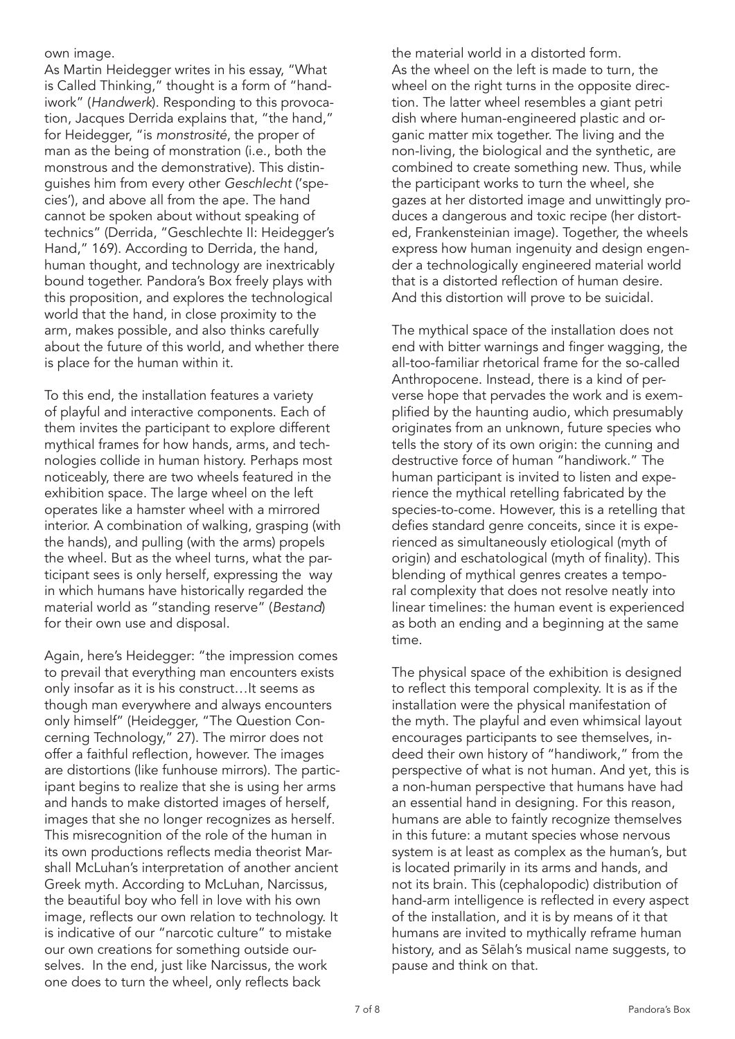own image.

As Martin Heidegger writes in his essay, "What is Called Thinking," thought is a form of "handiwork" (*Handwerk*). Responding to this provocation, Jacques Derrida explains that, "the hand," for Heidegger, "is *monstrosité*, the proper of man as the being of monstration (i.e., both the monstrous and the demonstrative). This distinguishes him from every other *Geschlecht* ('species'), and above all from the ape. The hand cannot be spoken about without speaking of technics" (Derrida, "Geschlechte II: Heidegger's Hand," 169). According to Derrida, the hand, human thought, and technology are inextricably bound together. Pandora's Box freely plays with this proposition, and explores the technological world that the hand, in close proximity to the arm, makes possible, and also thinks carefully about the future of this world, and whether there is place for the human within it.

To this end, the installation features a variety of playful and interactive components. Each of them invites the participant to explore different mythical frames for how hands, arms, and technologies collide in human history. Perhaps most noticeably, there are two wheels featured in the exhibition space. The large wheel on the left operates like a hamster wheel with a mirrored interior. A combination of walking, grasping (with the hands), and pulling (with the arms) propels the wheel. But as the wheel turns, what the participant sees is only herself, expressing the way in which humans have historically regarded the material world as "standing reserve" (*Bestand*) for their own use and disposal.

Again, here's Heidegger: "the impression comes to prevail that everything man encounters exists only insofar as it is his construct…It seems as though man everywhere and always encounters only himself" (Heidegger, "The Question Concerning Technology," 27). The mirror does not offer a faithful reflection, however. The images are distortions (like funhouse mirrors). The participant begins to realize that she is using her arms and hands to make distorted images of herself, images that she no longer recognizes as herself. This misrecognition of the role of the human in its own productions reflects media theorist Marshall McLuhan's interpretation of another ancient Greek myth. According to McLuhan, Narcissus, the beautiful boy who fell in love with his own image, reflects our own relation to technology. It is indicative of our "narcotic culture" to mistake our own creations for something outside ourselves. In the end, just like Narcissus, the work one does to turn the wheel, only reflects back the material world in a distorted form.

As the wheel on the left is made to turn, the wheel on the right turns in the opposite direction. The latter wheel resembles a giant petri dish where human-engineered plastic and organic matter mix together. The living and the non-living, the biological and the synthetic, are combined to create something new. Thus, while the participant works to turn the wheel, she gazes at her distorted image and unwittingly produces a dangerous and toxic recipe (her distorted, Frankensteinian image). Together, the wheels express how human ingenuity and design engender a technologically engineered material world that is a distorted reflection of human desire. And this distortion will prove to be suicidal.

The mythical space of the installation does not end with bitter warnings and finger wagging, the all-too-familiar rhetorical frame for the so-called Anthropocene. Instead, there is a kind of perverse hope that pervades the work and is exemplified by the haunting audio, which presumably originates from an unknown, future species who tells the story of its own origin: the cunning and destructive force of human "handiwork." The human participant is invited to listen and experience the mythical retelling fabricated by the species-to-come. However, this is a retelling that defies standard genre conceits, since it is experienced as simultaneously etiological (myth of origin) and eschatological (myth of finality). This blending of mythical genres creates a temporal complexity that does not resolve neatly into linear timelines: the human event is experienced as both an ending and a beginning at the same time.

The physical space of the exhibition is designed to reflect this temporal complexity. It is as if the installation were the physical manifestation of the myth. The playful and even whimsical layout encourages participants to see themselves, indeed their own history of "handiwork," from the perspective of what is not human. And yet, this is a non-human perspective that humans have had an essential hand in designing. For this reason, humans are able to faintly recognize themselves in this future: a mutant species whose nervous system is at least as complex as the human's, but is located primarily in its arms and hands, and not its brain. This (cephalopodic) distribution of hand-arm intelligence is reflected in every aspect of the installation, and it is by means of it that humans are invited to mythically reframe human history, and as Sēlah's musical name suggests, to pause and think on that.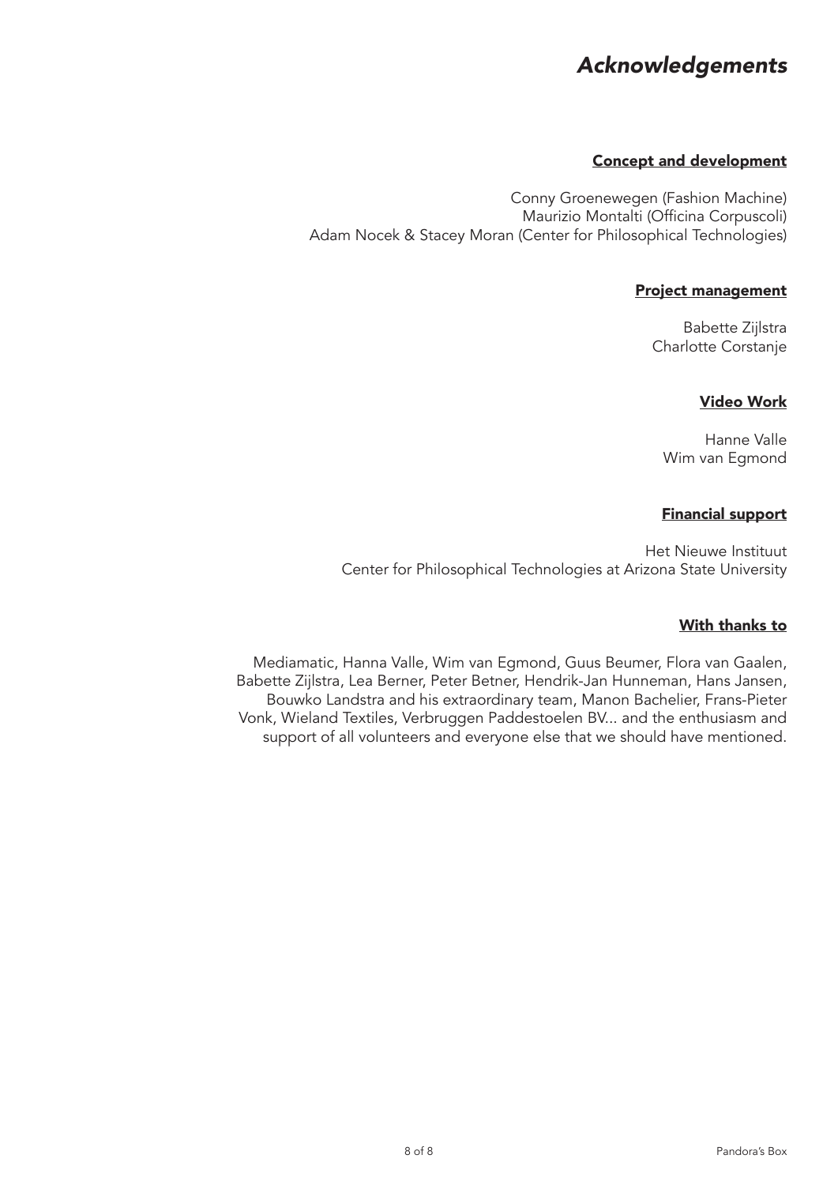# *Acknowledgements*

**Concept and development**

Conny Groenewegen (Fashion Machine)
Maurizio Montalti (Officina Corpuscoli)
Adam Nocek & Stacey Moran (Center for Philosophical Technologies)

**Project management**

Babette Zijlstra
Charlotte Corstanje

**Video Work**

Hanne Valle
Wim van Egmond

**Financial support**

Het Nieuwe Instituut
Center for Philosophical Technologies at Arizona State University

**With thanks to**

Mediamatic, Hanna Valle, Wim van Egmond, Guus Beumer, Flora van Gaalen, Babette Zijlstra, Lea Berner, Peter Betner, Hendrik-Jan Hunneman, Hans Jansen, Bouwko Landstra and his extraordinary team, Manon Bachelier, Frans-Pieter Vonk, Wieland Textiles, Verbruggen Paddestoelen BV... and the enthusiasm and support of all volunteers and everyone else that we should have mentioned.